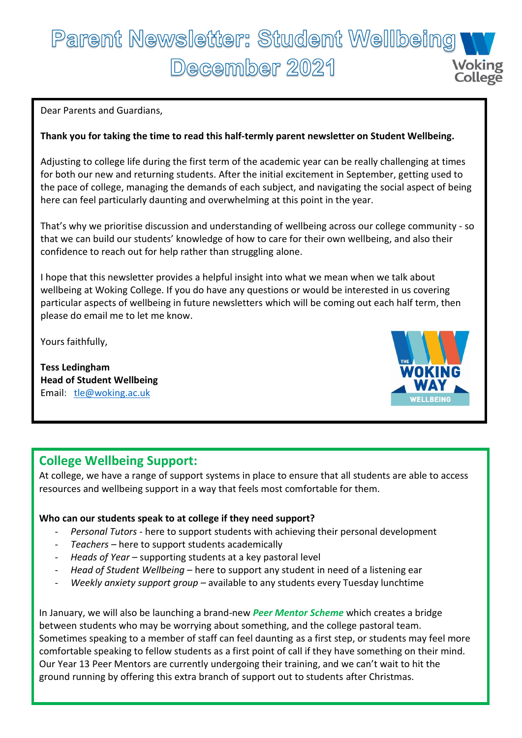# Parent Newsletter: Student Wellbeing December 2021

Dear Parents and Guardians,

**Thank you for taking the time to read this half-termly parent newsletter on Student Wellbeing.**

Adjusting to college life during the first term of the academic year can be really challenging at times for both our new and returning students. After the initial excitement in September, getting used to the pace of college, managing the demands of each subject, and navigating the social aspect of being here can feel particularly daunting and overwhelming at this point in the year.

That's why we prioritise discussion and understanding of wellbeing across our college community - so that we can build our students' knowledge of how to care for their own wellbeing, and also their confidence to reach out for help rather than struggling alone.

I hope that this newsletter provides a helpful insight into what we mean when we talk about wellbeing at Woking College. If you do have any questions or would be interested in us covering particular aspects of wellbeing in future newsletters which will be coming out each half term, then please do email me to let me know.

Yours faithfully,

**Tess Ledingham**
**Head of Student Wellbeing**
Email: tle@woking.ac.uk

## College Wellbeing Support:

At college, we have a range of support systems in place to ensure that all students are able to access resources and wellbeing support in a way that feels most comfortable for them.

**Who can our students speak to at college if they need support?**

- *Personal Tutors* - here to support students with achieving their personal development
- *Teachers* – here to support students academically
- *Heads of Year* – supporting students at a key pastoral level
- *Head of Student Wellbeing* – here to support any student in need of a listening ear
- *Weekly anxiety support group* – available to any students every Tuesday lunchtime

In January, we will also be launching a brand-new ***Peer Mentor Scheme*** which creates a bridge between students who may be worrying about something, and the college pastoral team. Sometimes speaking to a member of staff can feel daunting as a first step, or students may feel more comfortable speaking to fellow students as a first point of call if they have something on their mind. Our Year 13 Peer Mentors are currently undergoing their training, and we can't wait to hit the ground running by offering this extra branch of support out to students after Christmas.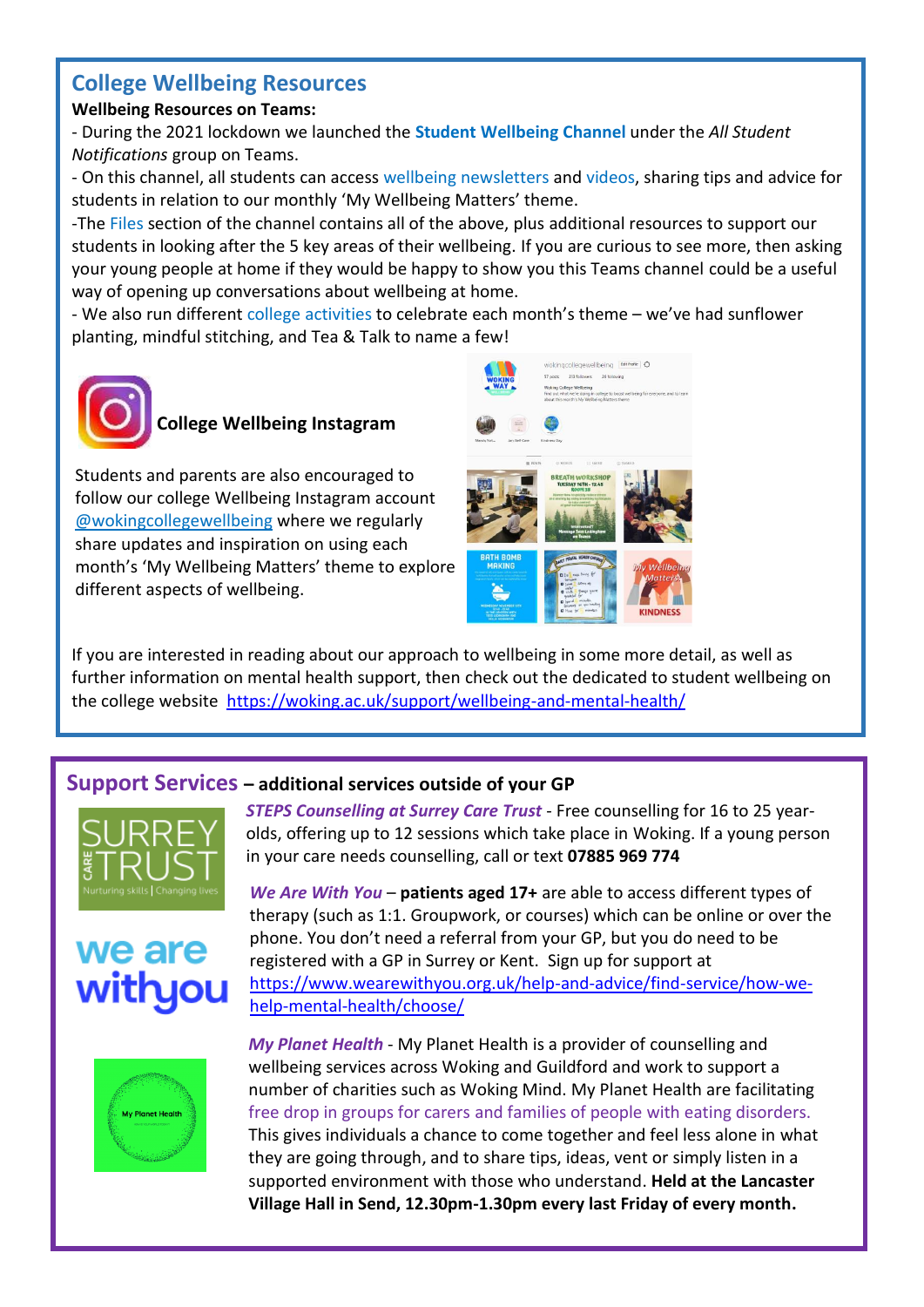## College Wellbeing Resources

**Wellbeing Resources on Teams:**

- During the 2021 lockdown we launched the **Student Wellbeing Channel** under the *All Student Notifications* group on Teams.
- On this channel, all students can access wellbeing newsletters and videos, sharing tips and advice for students in relation to our monthly 'My Wellbeing Matters' theme.
- The Files section of the channel contains all of the above, plus additional resources to support our students in looking after the 5 key areas of their wellbeing. If you are curious to see more, then asking your young people at home if they would be happy to show you this Teams channel could be a useful way of opening up conversations about wellbeing at home.
- We also run different college activities to celebrate each month's theme – we've had sunflower planting, mindful stitching, and Tea & Talk to name a few!

**College Wellbeing Instagram**

Students and parents are also encouraged to follow our college Wellbeing Instagram account @wokingcollegewellbeing where we regularly share updates and inspiration on using each month's 'My Wellbeing Matters' theme to explore different aspects of wellbeing.

If you are interested in reading about our approach to wellbeing in some more detail, as well as further information on mental health support, then check out the dedicated to student wellbeing on the college website https://woking.ac.uk/support/wellbeing-and-mental-health/

## Support Services – additional services outside of your GP

***STEPS Counselling at Surrey Care Trust*** - Free counselling for 16 to 25 year-olds, offering up to 12 sessions which take place in Woking. If a young person in your care needs counselling, call or text **07885 969 774**

***We Are With You*** – **patients aged 17+** are able to access different types of therapy (such as 1:1. Groupwork, or courses) which can be online or over the phone. You don't need a referral from your GP, but you do need to be registered with a GP in Surrey or Kent. Sign up for support at https://www.wearewithyou.org.uk/help-and-advice/find-service/how-we-help-mental-health/choose/

***My Planet Health*** - My Planet Health is a provider of counselling and wellbeing services across Woking and Guildford and work to support a number of charities such as Woking Mind. My Planet Health are facilitating free drop in groups for carers and families of people with eating disorders. This gives individuals a chance to come together and feel less alone in what they are going through, and to share tips, ideas, vent or simply listen in a supported environment with those who understand. **Held at the Lancaster Village Hall in Send, 12.30pm-1.30pm every last Friday of every month.**